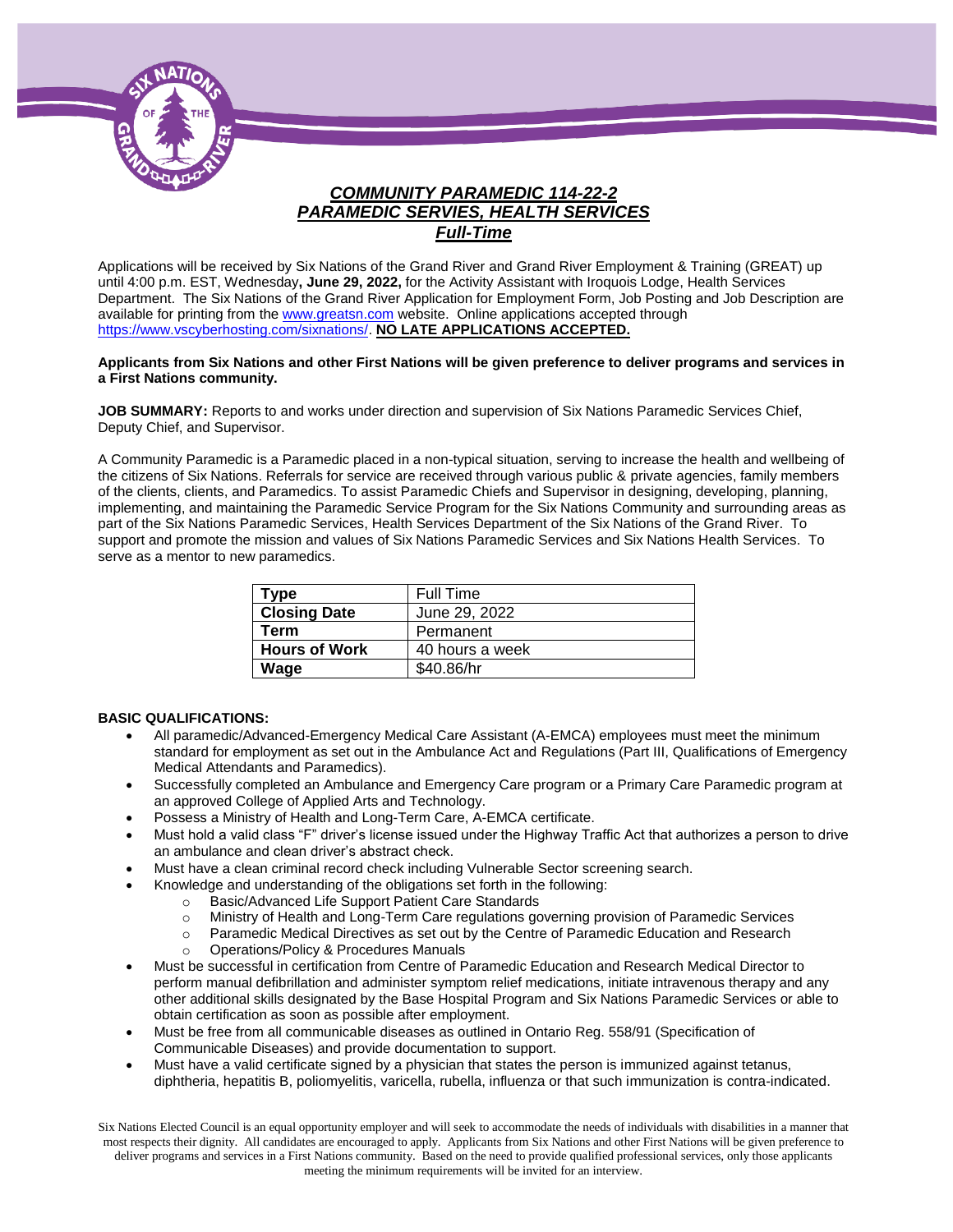# ***COMMUNITY PARAMEDIC 114-22-2***
# ***PARAMEDIC SERVIES, HEALTH SERVICES***
## ***Full-Time***

Applications will be received by Six Nations of the Grand River and Grand River Employment & Training (GREAT) up until 4:00 p.m. EST, Wednesday**, June 29, 2022,** for the Activity Assistant with Iroquois Lodge, Health Services Department. The Six Nations of the Grand River Application for Employment Form, Job Posting and Job Description are available for printing from the www.greatsn.com website. Online applications accepted through https://www.vscyberhosting.com/sixnations/. **NO LATE APPLICATIONS ACCEPTED.**

**Applicants from Six Nations and other First Nations will be given preference to deliver programs and services in a First Nations community.**

**JOB SUMMARY:** Reports to and works under direction and supervision of Six Nations Paramedic Services Chief, Deputy Chief, and Supervisor.

A Community Paramedic is a Paramedic placed in a non-typical situation, serving to increase the health and wellbeing of the citizens of Six Nations. Referrals for service are received through various public & private agencies, family members of the clients, clients, and Paramedics. To assist Paramedic Chiefs and Supervisor in designing, developing, planning, implementing, and maintaining the Paramedic Service Program for the Six Nations Community and surrounding areas as part of the Six Nations Paramedic Services, Health Services Department of the Six Nations of the Grand River. To support and promote the mission and values of Six Nations Paramedic Services and Six Nations Health Services. To serve as a mentor to new paramedics.

| **Type** | Full Time |
|---|---|
| **Closing Date** | June 29, 2022 |
| **Term** | Permanent |
| **Hours of Work** | 40 hours a week |
| **Wage** | $40.86/hr |

**BASIC QUALIFICATIONS:**

- All paramedic/Advanced-Emergency Medical Care Assistant (A-EMCA) employees must meet the minimum standard for employment as set out in the Ambulance Act and Regulations (Part III, Qualifications of Emergency Medical Attendants and Paramedics).
- Successfully completed an Ambulance and Emergency Care program or a Primary Care Paramedic program at an approved College of Applied Arts and Technology.
- Possess a Ministry of Health and Long-Term Care, A-EMCA certificate.
- Must hold a valid class "F" driver's license issued under the Highway Traffic Act that authorizes a person to drive an ambulance and clean driver's abstract check.
- Must have a clean criminal record check including Vulnerable Sector screening search.
- Knowledge and understanding of the obligations set forth in the following:
  - Basic/Advanced Life Support Patient Care Standards
  - Ministry of Health and Long-Term Care regulations governing provision of Paramedic Services
  - Paramedic Medical Directives as set out by the Centre of Paramedic Education and Research
  - Operations/Policy & Procedures Manuals
- Must be successful in certification from Centre of Paramedic Education and Research Medical Director to perform manual defibrillation and administer symptom relief medications, initiate intravenous therapy and any other additional skills designated by the Base Hospital Program and Six Nations Paramedic Services or able to obtain certification as soon as possible after employment.
- Must be free from all communicable diseases as outlined in Ontario Reg. 558/91 (Specification of Communicable Diseases) and provide documentation to support.
- Must have a valid certificate signed by a physician that states the person is immunized against tetanus, diphtheria, hepatitis B, poliomyelitis, varicella, rubella, influenza or that such immunization is contra-indicated.

Six Nations Elected Council is an equal opportunity employer and will seek to accommodate the needs of individuals with disabilities in a manner that most respects their dignity. All candidates are encouraged to apply. Applicants from Six Nations and other First Nations will be given preference to deliver programs and services in a First Nations community. Based on the need to provide qualified professional services, only those applicants meeting the minimum requirements will be invited for an interview.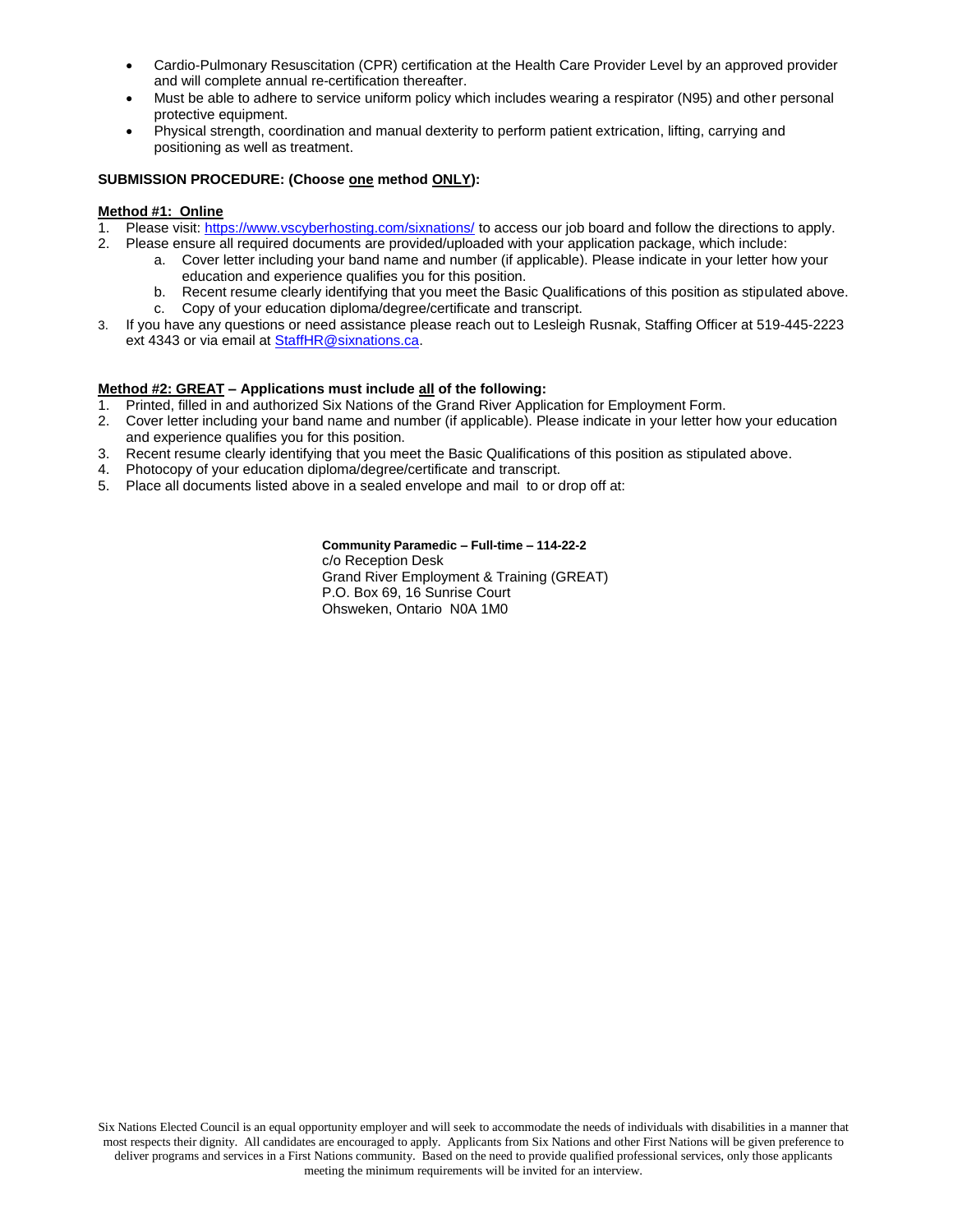- Cardio-Pulmonary Resuscitation (CPR) certification at the Health Care Provider Level by an approved provider and will complete annual re-certification thereafter.
- Must be able to adhere to service uniform policy which includes wearing a respirator (N95) and other personal protective equipment.
- Physical strength, coordination and manual dexterity to perform patient extrication, lifting, carrying and positioning as well as treatment.

**SUBMISSION PROCEDURE: (Choose <u>one</u> method <u>ONLY</u>):**

**<u>Method #1: Online</u>**

1. Please visit: https://www.vscyberhosting.com/sixnations/ to access our job board and follow the directions to apply.
2. Please ensure all required documents are provided/uploaded with your application package, which include:
   a. Cover letter including your band name and number (if applicable). Please indicate in your letter how your education and experience qualifies you for this position.
   b. Recent resume clearly identifying that you meet the Basic Qualifications of this position as stipulated above.
   c. Copy of your education diploma/degree/certificate and transcript.
3. If you have any questions or need assistance please reach out to Lesleigh Rusnak, Staffing Officer at 519-445-2223 ext 4343 or via email at StaffHR@sixnations.ca.

**<u>Method #2: GREAT</u> – Applications must include <u>all</u> of the following:**

1. Printed, filled in and authorized Six Nations of the Grand River Application for Employment Form.
2. Cover letter including your band name and number (if applicable). Please indicate in your letter how your education and experience qualifies you for this position.
3. Recent resume clearly identifying that you meet the Basic Qualifications of this position as stipulated above.
4. Photocopy of your education diploma/degree/certificate and transcript.
5. Place all documents listed above in a sealed envelope and mail to or drop off at:

**Community Paramedic – Full-time – 114-22-2**
c/o Reception Desk
Grand River Employment & Training (GREAT)
P.O. Box 69, 16 Sunrise Court
Ohsweken, Ontario N0A 1M0

Six Nations Elected Council is an equal opportunity employer and will seek to accommodate the needs of individuals with disabilities in a manner that most respects their dignity. All candidates are encouraged to apply. Applicants from Six Nations and other First Nations will be given preference to deliver programs and services in a First Nations community. Based on the need to provide qualified professional services, only those applicants meeting the minimum requirements will be invited for an interview.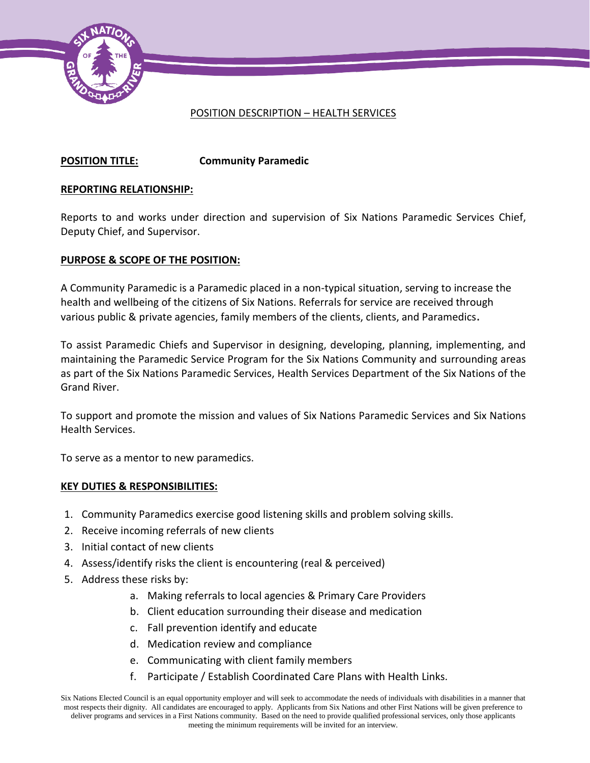POSITION DESCRIPTION – HEALTH SERVICES

**POSITION TITLE:** **Community Paramedic**

**REPORTING RELATIONSHIP:**

Reports to and works under direction and supervision of Six Nations Paramedic Services Chief, Deputy Chief, and Supervisor.

**PURPOSE & SCOPE OF THE POSITION:**

A Community Paramedic is a Paramedic placed in a non-typical situation, serving to increase the health and wellbeing of the citizens of Six Nations. Referrals for service are received through various public & private agencies, family members of the clients, clients, and Paramedics.

To assist Paramedic Chiefs and Supervisor in designing, developing, planning, implementing, and maintaining the Paramedic Service Program for the Six Nations Community and surrounding areas as part of the Six Nations Paramedic Services, Health Services Department of the Six Nations of the Grand River.

To support and promote the mission and values of Six Nations Paramedic Services and Six Nations Health Services.

To serve as a mentor to new paramedics.

**KEY DUTIES & RESPONSIBILITIES:**

1. Community Paramedics exercise good listening skills and problem solving skills.
2. Receive incoming referrals of new clients
3. Initial contact of new clients
4. Assess/identify risks the client is encountering (real & perceived)
5. Address these risks by:
   a. Making referrals to local agencies & Primary Care Providers
   b. Client education surrounding their disease and medication
   c. Fall prevention identify and educate
   d. Medication review and compliance
   e. Communicating with client family members
   f. Participate / Establish Coordinated Care Plans with Health Links.

Six Nations Elected Council is an equal opportunity employer and will seek to accommodate the needs of individuals with disabilities in a manner that most respects their dignity. All candidates are encouraged to apply. Applicants from Six Nations and other First Nations will be given preference to deliver programs and services in a First Nations community. Based on the need to provide qualified professional services, only those applicants meeting the minimum requirements will be invited for an interview.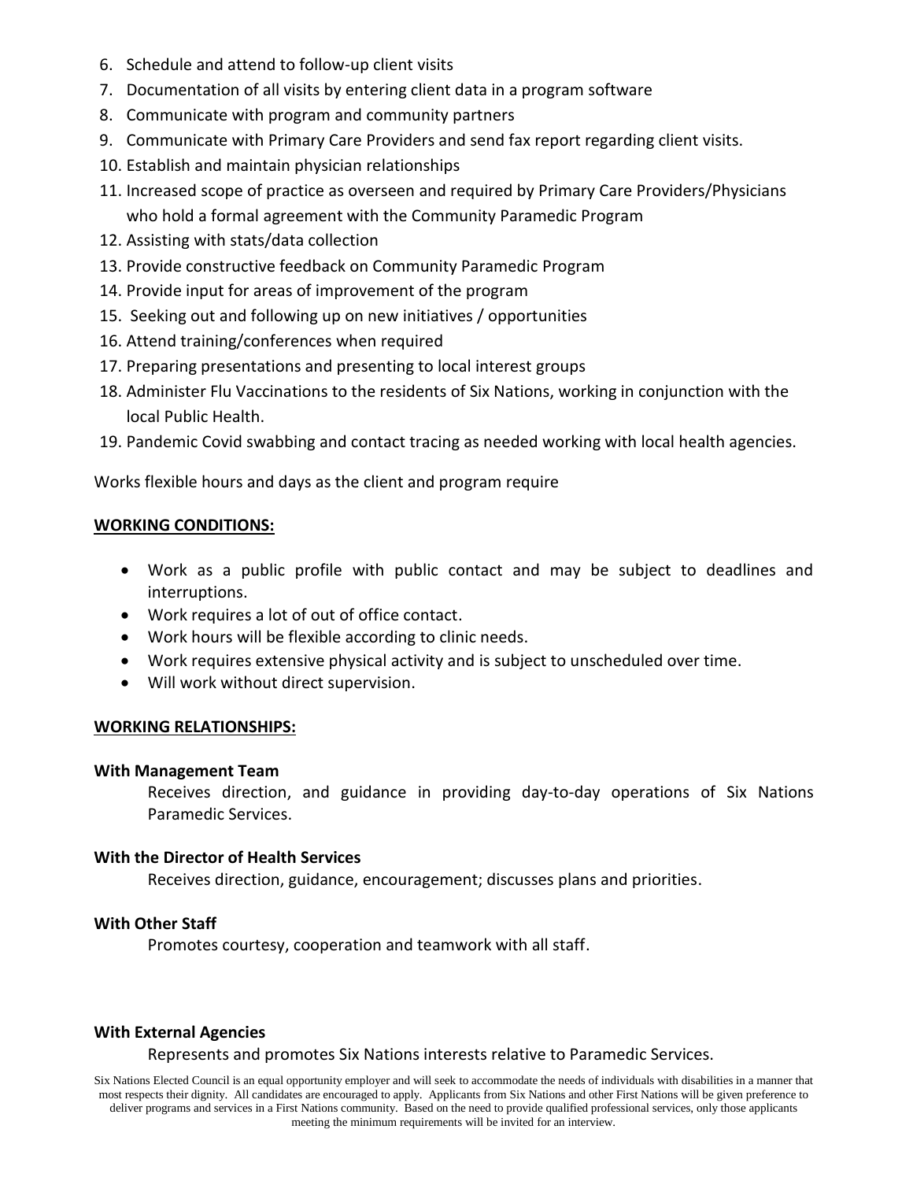6. Schedule and attend to follow-up client visits
7. Documentation of all visits by entering client data in a program software
8. Communicate with program and community partners
9. Communicate with Primary Care Providers and send fax report regarding client visits.
10. Establish and maintain physician relationships
11. Increased scope of practice as overseen and required by Primary Care Providers/Physicians who hold a formal agreement with the Community Paramedic Program
12. Assisting with stats/data collection
13. Provide constructive feedback on Community Paramedic Program
14. Provide input for areas of improvement of the program
15. Seeking out and following up on new initiatives / opportunities
16. Attend training/conferences when required
17. Preparing presentations and presenting to local interest groups
18. Administer Flu Vaccinations to the residents of Six Nations, working in conjunction with the local Public Health.
19. Pandemic Covid swabbing and contact tracing as needed working with local health agencies.

Works flexible hours and days as the client and program require

**WORKING CONDITIONS:**

- Work as a public profile with public contact and may be subject to deadlines and interruptions.
- Work requires a lot of out of office contact.
- Work hours will be flexible according to clinic needs.
- Work requires extensive physical activity and is subject to unscheduled over time.
- Will work without direct supervision.

**WORKING RELATIONSHIPS:**

**With Management Team**

Receives direction, and guidance in providing day-to-day operations of Six Nations Paramedic Services.

**With the Director of Health Services**

Receives direction, guidance, encouragement; discusses plans and priorities.

**With Other Staff**

Promotes courtesy, cooperation and teamwork with all staff.

**With External Agencies**

Represents and promotes Six Nations interests relative to Paramedic Services.

Six Nations Elected Council is an equal opportunity employer and will seek to accommodate the needs of individuals with disabilities in a manner that most respects their dignity. All candidates are encouraged to apply. Applicants from Six Nations and other First Nations will be given preference to deliver programs and services in a First Nations community. Based on the need to provide qualified professional services, only those applicants meeting the minimum requirements will be invited for an interview.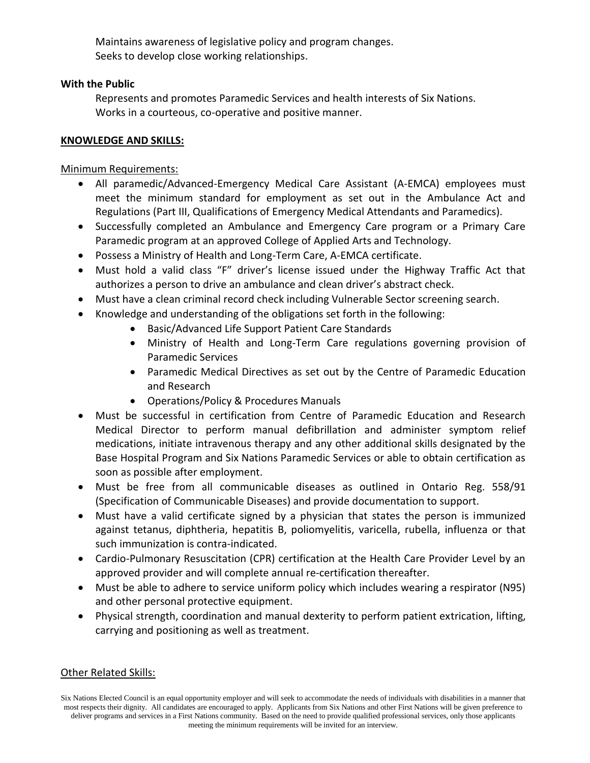Maintains awareness of legislative policy and program changes.
Seeks to develop close working relationships.

**With the Public**

Represents and promotes Paramedic Services and health interests of Six Nations.
Works in a courteous, co-operative and positive manner.

**KNOWLEDGE AND SKILLS:**

Minimum Requirements:

- All paramedic/Advanced-Emergency Medical Care Assistant (A-EMCA) employees must meet the minimum standard for employment as set out in the Ambulance Act and Regulations (Part III, Qualifications of Emergency Medical Attendants and Paramedics).
- Successfully completed an Ambulance and Emergency Care program or a Primary Care Paramedic program at an approved College of Applied Arts and Technology.
- Possess a Ministry of Health and Long-Term Care, A-EMCA certificate.
- Must hold a valid class "F" driver's license issued under the Highway Traffic Act that authorizes a person to drive an ambulance and clean driver's abstract check.
- Must have a clean criminal record check including Vulnerable Sector screening search.
- Knowledge and understanding of the obligations set forth in the following:
    - Basic/Advanced Life Support Patient Care Standards
    - Ministry of Health and Long-Term Care regulations governing provision of Paramedic Services
    - Paramedic Medical Directives as set out by the Centre of Paramedic Education and Research
    - Operations/Policy & Procedures Manuals
- Must be successful in certification from Centre of Paramedic Education and Research Medical Director to perform manual defibrillation and administer symptom relief medications, initiate intravenous therapy and any other additional skills designated by the Base Hospital Program and Six Nations Paramedic Services or able to obtain certification as soon as possible after employment.
- Must be free from all communicable diseases as outlined in Ontario Reg. 558/91 (Specification of Communicable Diseases) and provide documentation to support.
- Must have a valid certificate signed by a physician that states the person is immunized against tetanus, diphtheria, hepatitis B, poliomyelitis, varicella, rubella, influenza or that such immunization is contra-indicated.
- Cardio-Pulmonary Resuscitation (CPR) certification at the Health Care Provider Level by an approved provider and will complete annual re-certification thereafter.
- Must be able to adhere to service uniform policy which includes wearing a respirator (N95) and other personal protective equipment.
- Physical strength, coordination and manual dexterity to perform patient extrication, lifting, carrying and positioning as well as treatment.

Other Related Skills:

Six Nations Elected Council is an equal opportunity employer and will seek to accommodate the needs of individuals with disabilities in a manner that most respects their dignity. All candidates are encouraged to apply. Applicants from Six Nations and other First Nations will be given preference to deliver programs and services in a First Nations community. Based on the need to provide qualified professional services, only those applicants meeting the minimum requirements will be invited for an interview.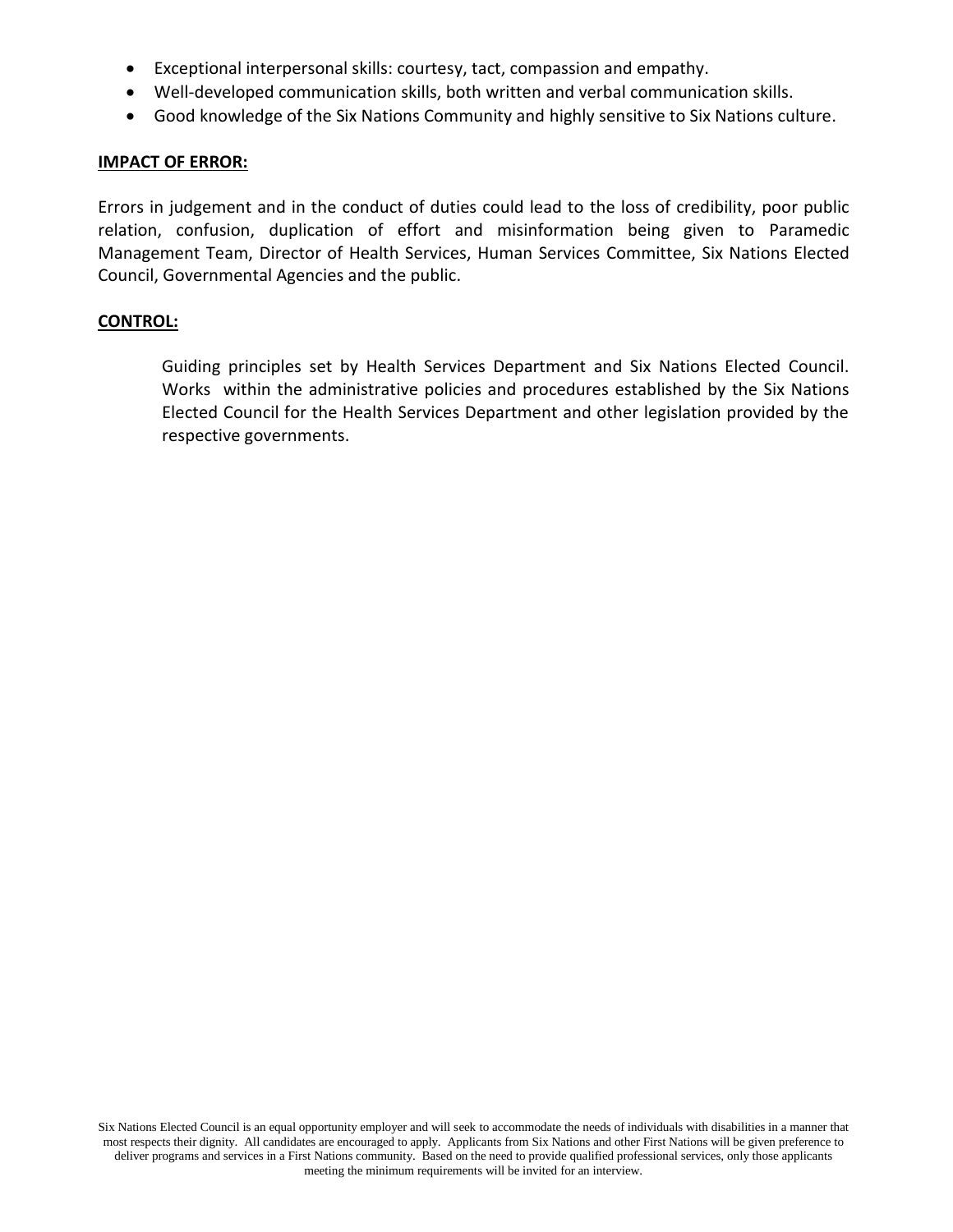- Exceptional interpersonal skills: courtesy, tact, compassion and empathy.
- Well-developed communication skills, both written and verbal communication skills.
- Good knowledge of the Six Nations Community and highly sensitive to Six Nations culture.

**IMPACT OF ERROR:**

Errors in judgement and in the conduct of duties could lead to the loss of credibility, poor public relation, confusion, duplication of effort and misinformation being given to Paramedic Management Team, Director of Health Services, Human Services Committee, Six Nations Elected Council, Governmental Agencies and the public.

**CONTROL:**

Guiding principles set by Health Services Department and Six Nations Elected Council. Works within the administrative policies and procedures established by the Six Nations Elected Council for the Health Services Department and other legislation provided by the respective governments.

Six Nations Elected Council is an equal opportunity employer and will seek to accommodate the needs of individuals with disabilities in a manner that most respects their dignity. All candidates are encouraged to apply. Applicants from Six Nations and other First Nations will be given preference to deliver programs and services in a First Nations community. Based on the need to provide qualified professional services, only those applicants meeting the minimum requirements will be invited for an interview.